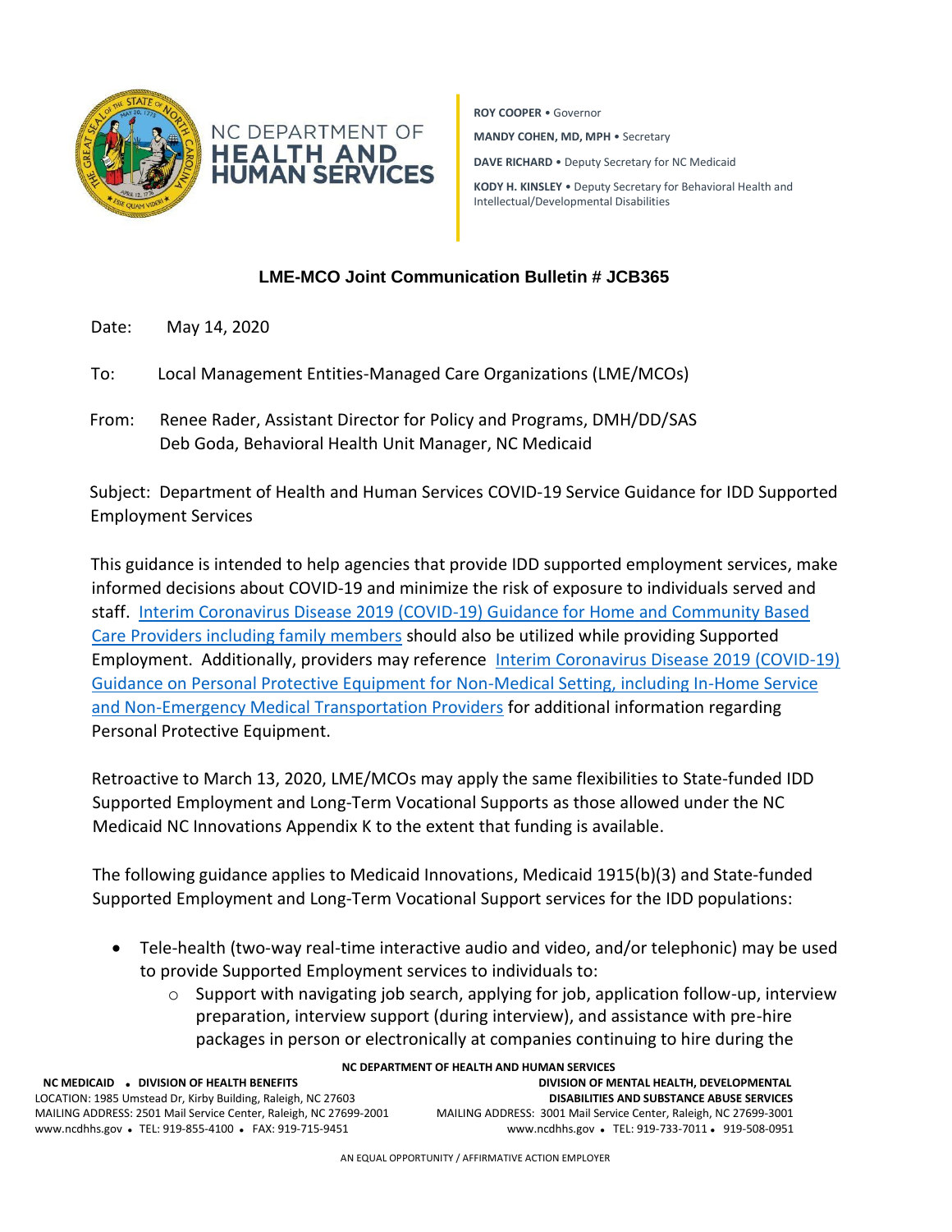NC DEPARTMENT OF HEALTH AND HUMAN SERVICES

**ROY COOPER** • Governor

**MANDY COHEN, MD, MPH** • Secretary

**DAVE RICHARD** • Deputy Secretary for NC Medicaid

**KODY H. KINSLEY** • Deputy Secretary for Behavioral Health and Intellectual/Developmental Disabilities

## LME-MCO Joint Communication Bulletin # JCB365

Date: May 14, 2020

To: Local Management Entities-Managed Care Organizations (LME/MCOs)

From: Renee Rader, Assistant Director for Policy and Programs, DMH/DD/SAS
Deb Goda, Behavioral Health Unit Manager, NC Medicaid

Subject: Department of Health and Human Services COVID-19 Service Guidance for IDD Supported Employment Services

This guidance is intended to help agencies that provide IDD supported employment services, make informed decisions about COVID-19 and minimize the risk of exposure to individuals served and staff. Interim Coronavirus Disease 2019 (COVID-19) Guidance for Home and Community Based Care Providers including family members should also be utilized while providing Supported Employment. Additionally, providers may reference Interim Coronavirus Disease 2019 (COVID-19) Guidance on Personal Protective Equipment for Non-Medical Setting, including In-Home Service and Non-Emergency Medical Transportation Providers for additional information regarding Personal Protective Equipment.

Retroactive to March 13, 2020, LME/MCOs may apply the same flexibilities to State-funded IDD Supported Employment and Long-Term Vocational Supports as those allowed under the NC Medicaid NC Innovations Appendix K to the extent that funding is available.

The following guidance applies to Medicaid Innovations, Medicaid 1915(b)(3) and State-funded Supported Employment and Long-Term Vocational Support services for the IDD populations:

- Tele-health (two-way real-time interactive audio and video, and/or telephonic) may be used to provide Supported Employment services to individuals to:
  - Support with navigating job search, applying for job, application follow-up, interview preparation, interview support (during interview), and assistance with pre-hire packages in person or electronically at companies continuing to hire during the

NC DEPARTMENT OF HEALTH AND HUMAN SERVICES

NC MEDICAID • DIVISION OF HEALTH BENEFITS
LOCATION: 1985 Umstead Dr, Kirby Building, Raleigh, NC 27603
MAILING ADDRESS: 2501 Mail Service Center, Raleigh, NC 27699-2001
www.ncdhhs.gov • TEL: 919-855-4100 • FAX: 919-715-9451

DIVISION OF MENTAL HEALTH, DEVELOPMENTAL DISABILITIES AND SUBSTANCE ABUSE SERVICES
MAILING ADDRESS: 3001 Mail Service Center, Raleigh, NC 27699-3001
www.ncdhhs.gov • TEL: 919-733-7011 • 919-508-0951

AN EQUAL OPPORTUNITY / AFFIRMATIVE ACTION EMPLOYER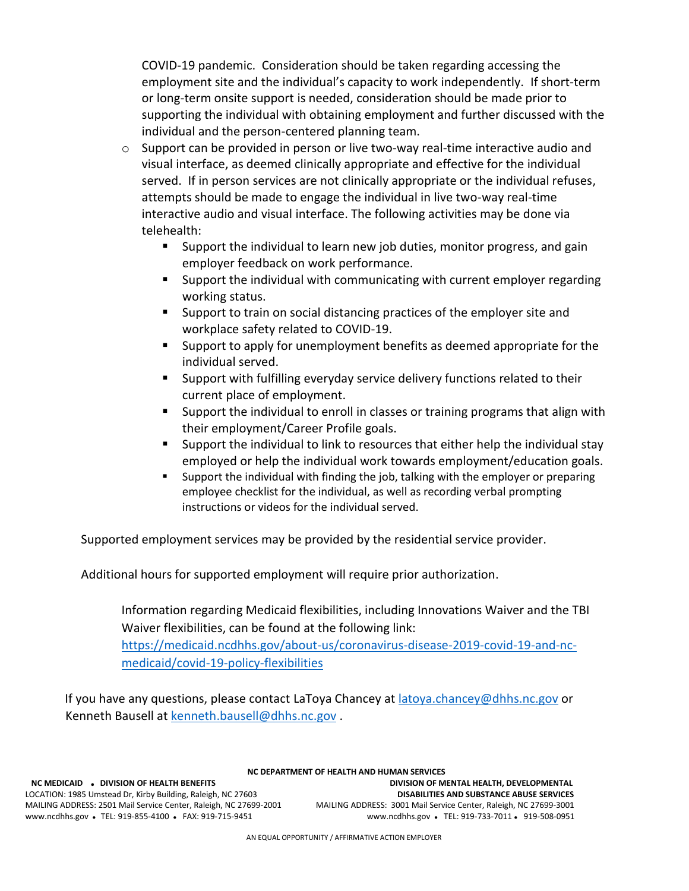COVID-19 pandemic. Consideration should be taken regarding accessing the employment site and the individual's capacity to work independently. If short-term or long-term onsite support is needed, consideration should be made prior to supporting the individual with obtaining employment and further discussed with the individual and the person-centered planning team.

- Support can be provided in person or live two-way real-time interactive audio and visual interface, as deemed clinically appropriate and effective for the individual served. If in person services are not clinically appropriate or the individual refuses, attempts should be made to engage the individual in live two-way real-time interactive audio and visual interface. The following activities may be done via telehealth:
  - Support the individual to learn new job duties, monitor progress, and gain employer feedback on work performance.
  - Support the individual with communicating with current employer regarding working status.
  - Support to train on social distancing practices of the employer site and workplace safety related to COVID-19.
  - Support to apply for unemployment benefits as deemed appropriate for the individual served.
  - Support with fulfilling everyday service delivery functions related to their current place of employment.
  - Support the individual to enroll in classes or training programs that align with their employment/Career Profile goals.
  - Support the individual to link to resources that either help the individual stay employed or help the individual work towards employment/education goals.
  - Support the individual with finding the job, talking with the employer or preparing employee checklist for the individual, as well as recording verbal prompting instructions or videos for the individual served.

Supported employment services may be provided by the residential service provider.

Additional hours for supported employment will require prior authorization.

Information regarding Medicaid flexibilities, including Innovations Waiver and the TBI Waiver flexibilities, can be found at the following link: https://medicaid.ncdhhs.gov/about-us/coronavirus-disease-2019-covid-19-and-nc-medicaid/covid-19-policy-flexibilities

If you have any questions, please contact LaToya Chancey at latoya.chancey@dhhs.nc.gov or Kenneth Bausell at kenneth.bausell@dhhs.nc.gov .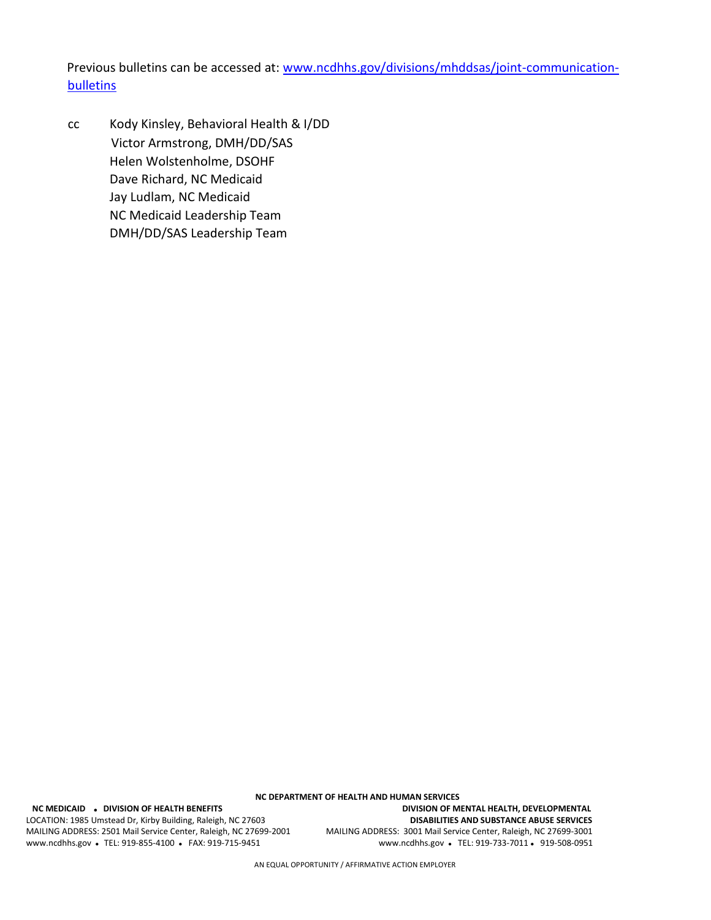Previous bulletins can be accessed at: [www.ncdhhs.gov/divisions/mhddsas/joint-communication-bulletins](www.ncdhhs.gov/divisions/mhddsas/joint-communication-bulletins)

cc Kody Kinsley, Behavioral Health & I/DD
Victor Armstrong, DMH/DD/SAS
Helen Wolstenholme, DSOHF
Dave Richard, NC Medicaid
Jay Ludlam, NC Medicaid
NC Medicaid Leadership Team
DMH/DD/SAS Leadership Team

**NC DEPARTMENT OF HEALTH AND HUMAN SERVICES**

**NC MEDICAID • DIVISION OF HEALTH BENEFITS**
LOCATION: 1985 Umstead Dr, Kirby Building, Raleigh, NC 27603
MAILING ADDRESS: 2501 Mail Service Center, Raleigh, NC 27699-2001
www.ncdhhs.gov • TEL: 919-855-4100 • FAX: 919-715-9451

**DIVISION OF MENTAL HEALTH, DEVELOPMENTAL DISABILITIES AND SUBSTANCE ABUSE SERVICES**
MAILING ADDRESS: 3001 Mail Service Center, Raleigh, NC 27699-3001
www.ncdhhs.gov • TEL: 919-733-7011 • 919-508-0951

AN EQUAL OPPORTUNITY / AFFIRMATIVE ACTION EMPLOYER